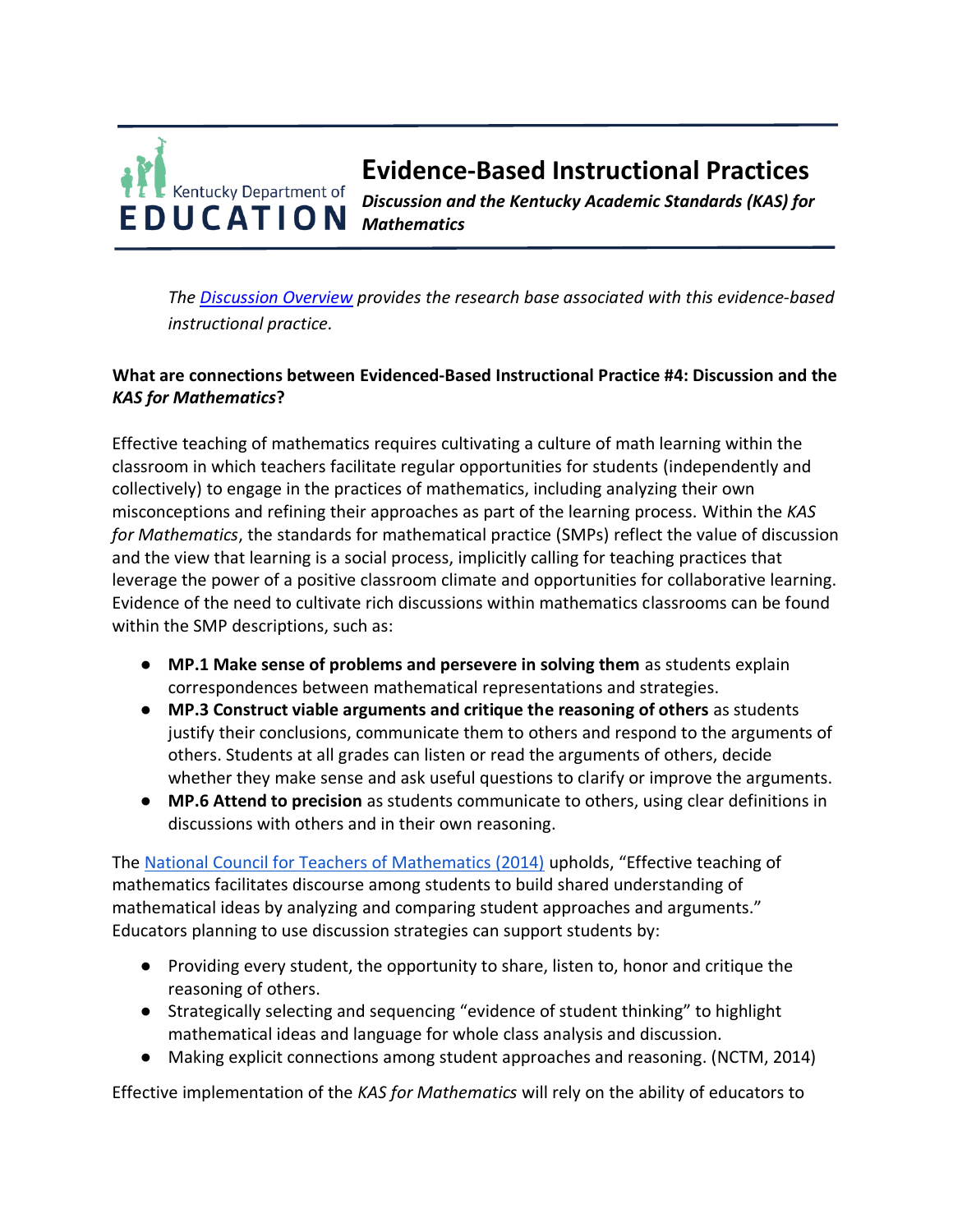Kentucky Department of EDUCATION

# Evidence-Based Instructional Practices

***Discussion and the Kentucky Academic Standards (KAS) for Mathematics***

*The [Discussion Overview] provides the research base associated with this evidence-based instructional practice.*

**What are connections between Evidenced-Based Instructional Practice #4: Discussion and the *KAS for Mathematics*?**

Effective teaching of mathematics requires cultivating a culture of math learning within the classroom in which teachers facilitate regular opportunities for students (independently and collectively) to engage in the practices of mathematics, including analyzing their own misconceptions and refining their approaches as part of the learning process. Within the *KAS for Mathematics*, the standards for mathematical practice (SMPs) reflect the value of discussion and the view that learning is a social process, implicitly calling for teaching practices that leverage the power of a positive classroom climate and opportunities for collaborative learning. Evidence of the need to cultivate rich discussions within mathematics classrooms can be found within the SMP descriptions, such as:

- **MP.1 Make sense of problems and persevere in solving them** as students explain correspondences between mathematical representations and strategies.
- **MP.3 Construct viable arguments and critique the reasoning of others** as students justify their conclusions, communicate them to others and respond to the arguments of others. Students at all grades can listen or read the arguments of others, decide whether they make sense and ask useful questions to clarify or improve the arguments.
- **MP.6 Attend to precision** as students communicate to others, using clear definitions in discussions with others and in their own reasoning.

The [National Council for Teachers of Mathematics (2014)] upholds, "Effective teaching of mathematics facilitates discourse among students to build shared understanding of mathematical ideas by analyzing and comparing student approaches and arguments." Educators planning to use discussion strategies can support students by:

- Providing every student, the opportunity to share, listen to, honor and critique the reasoning of others.
- Strategically selecting and sequencing "evidence of student thinking" to highlight mathematical ideas and language for whole class analysis and discussion.
- Making explicit connections among student approaches and reasoning. (NCTM, 2014)

Effective implementation of the *KAS for Mathematics* will rely on the ability of educators to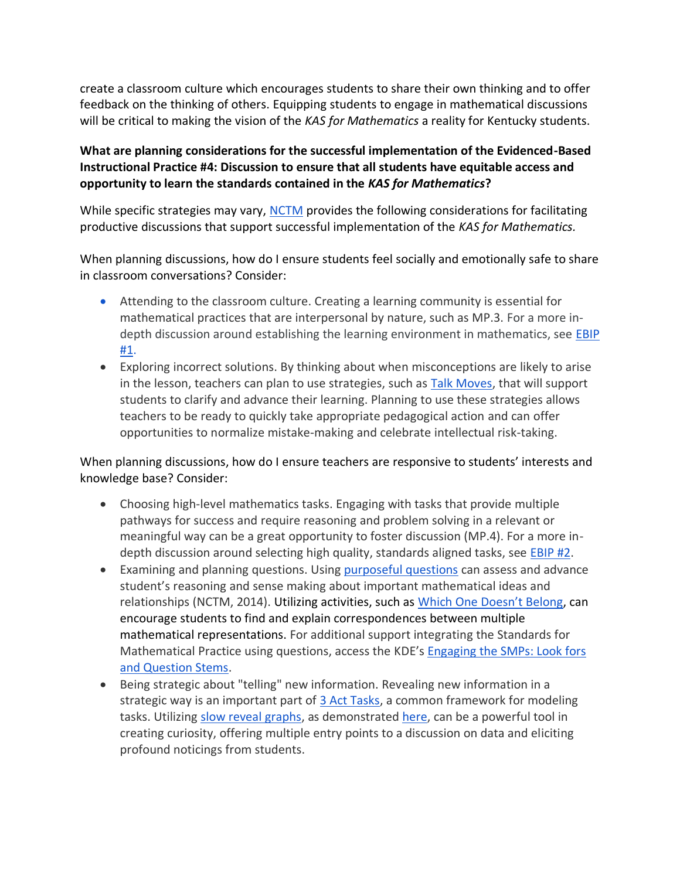create a classroom culture which encourages students to share their own thinking and to offer feedback on the thinking of others. Equipping students to engage in mathematical discussions will be critical to making the vision of the *KAS for Mathematics* a reality for Kentucky students.

**What are planning considerations for the successful implementation of the Evidenced-Based Instructional Practice #4: Discussion to ensure that all students have equitable access and opportunity to learn the standards contained in the *KAS for Mathematics*?**

While specific strategies may vary, NCTM provides the following considerations for facilitating productive discussions that support successful implementation of the *KAS for Mathematics.*

When planning discussions, how do I ensure students feel socially and emotionally safe to share in classroom conversations? Consider:

- Attending to the classroom culture. Creating a learning community is essential for mathematical practices that are interpersonal by nature, such as MP.3. For a more in-depth discussion around establishing the learning environment in mathematics, see EBIP #1.
- Exploring incorrect solutions. By thinking about when misconceptions are likely to arise in the lesson, teachers can plan to use strategies, such as Talk Moves, that will support students to clarify and advance their learning. Planning to use these strategies allows teachers to be ready to quickly take appropriate pedagogical action and can offer opportunities to normalize mistake-making and celebrate intellectual risk-taking.

When planning discussions, how do I ensure teachers are responsive to students' interests and knowledge base? Consider:

- Choosing high-level mathematics tasks. Engaging with tasks that provide multiple pathways for success and require reasoning and problem solving in a relevant or meaningful way can be a great opportunity to foster discussion (MP.4). For a more in-depth discussion around selecting high quality, standards aligned tasks, see EBIP #2.
- Examining and planning questions. Using purposeful questions can assess and advance student's reasoning and sense making about important mathematical ideas and relationships (NCTM, 2014). Utilizing activities, such as Which One Doesn't Belong, can encourage students to find and explain correspondences between multiple mathematical representations. For additional support integrating the Standards for Mathematical Practice using questions, access the KDE's Engaging the SMPs: Look fors and Question Stems.
- Being strategic about "telling" new information. Revealing new information in a strategic way is an important part of 3 Act Tasks, a common framework for modeling tasks. Utilizing slow reveal graphs, as demonstrated here, can be a powerful tool in creating curiosity, offering multiple entry points to a discussion on data and eliciting profound noticings from students.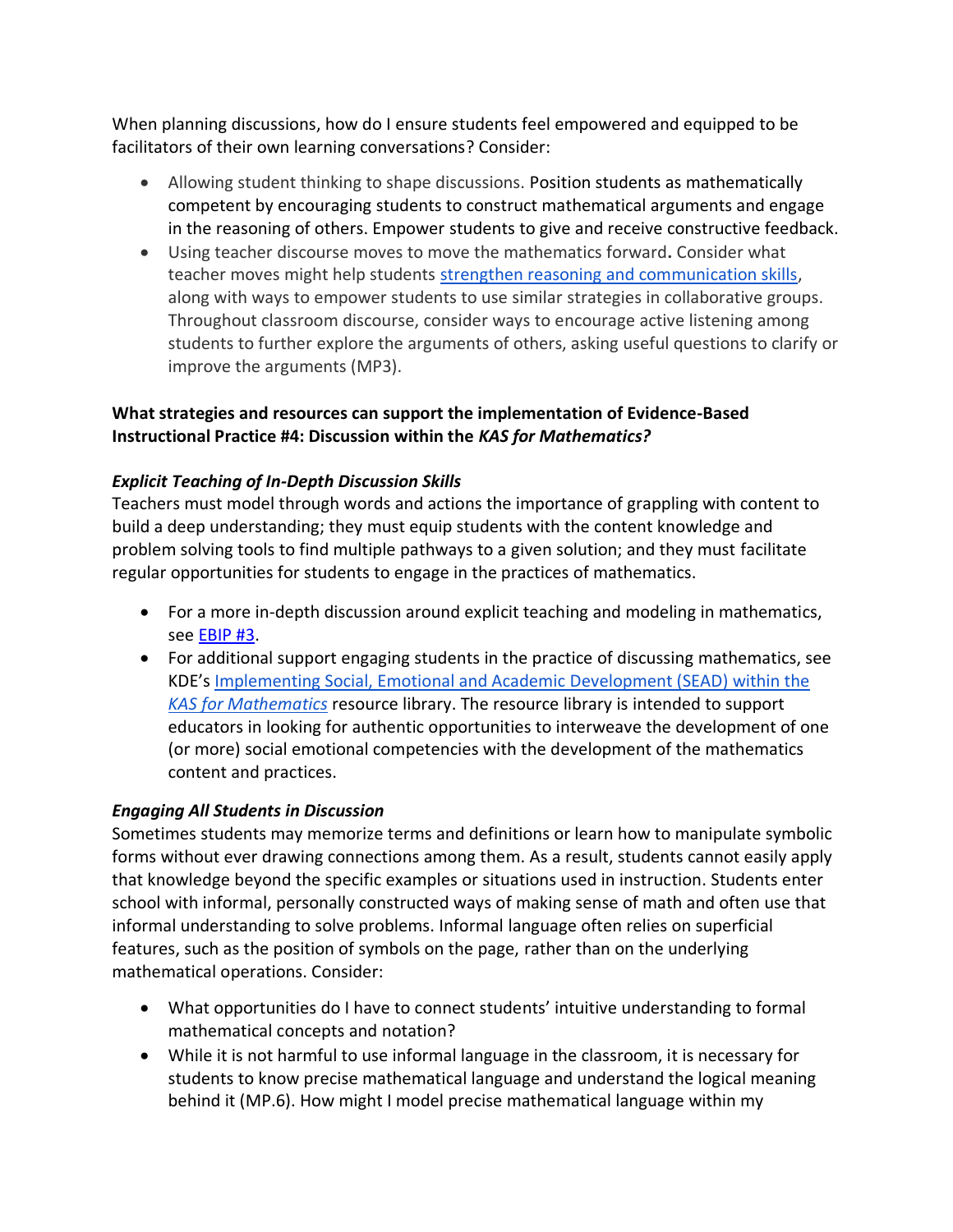When planning discussions, how do I ensure students feel empowered and equipped to be facilitators of their own learning conversations? Consider:

- Allowing student thinking to shape discussions. Position students as mathematically competent by encouraging students to construct mathematical arguments and engage in the reasoning of others. Empower students to give and receive constructive feedback.
- Using teacher discourse moves to move the mathematics forward**.** Consider what teacher moves might help students strengthen reasoning and communication skills, along with ways to empower students to use similar strategies in collaborative groups. Throughout classroom discourse, consider ways to encourage active listening among students to further explore the arguments of others, asking useful questions to clarify or improve the arguments (MP3).

**What strategies and resources can support the implementation of Evidence-Based Instructional Practice #4: Discussion within the *KAS for Mathematics?***

***Explicit Teaching of In-Depth Discussion Skills***

Teachers must model through words and actions the importance of grappling with content to build a deep understanding; they must equip students with the content knowledge and problem solving tools to find multiple pathways to a given solution; and they must facilitate regular opportunities for students to engage in the practices of mathematics.

- For a more in-depth discussion around explicit teaching and modeling in mathematics, see EBIP #3.
- For additional support engaging students in the practice of discussing mathematics, see KDE's Implementing Social, Emotional and Academic Development (SEAD) within the *KAS for Mathematics* resource library. The resource library is intended to support educators in looking for authentic opportunities to interweave the development of one (or more) social emotional competencies with the development of the mathematics content and practices.

***Engaging All Students in Discussion***

Sometimes students may memorize terms and definitions or learn how to manipulate symbolic forms without ever drawing connections among them. As a result, students cannot easily apply that knowledge beyond the specific examples or situations used in instruction. Students enter school with informal, personally constructed ways of making sense of math and often use that informal understanding to solve problems. Informal language often relies on superficial features, such as the position of symbols on the page, rather than on the underlying mathematical operations. Consider:

- What opportunities do I have to connect students' intuitive understanding to formal mathematical concepts and notation?
- While it is not harmful to use informal language in the classroom, it is necessary for students to know precise mathematical language and understand the logical meaning behind it (MP.6). How might I model precise mathematical language within my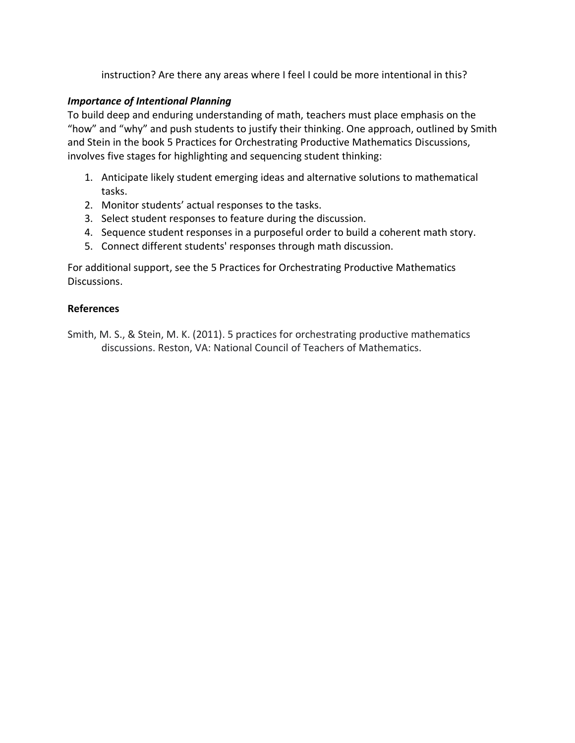instruction? Are there any areas where I feel I could be more intentional in this?

***Importance of Intentional Planning***

To build deep and enduring understanding of math, teachers must place emphasis on the "how" and "why" and push students to justify their thinking. One approach, outlined by Smith and Stein in the book 5 Practices for Orchestrating Productive Mathematics Discussions, involves five stages for highlighting and sequencing student thinking:

1. Anticipate likely student emerging ideas and alternative solutions to mathematical tasks.
2. Monitor students' actual responses to the tasks.
3. Select student responses to feature during the discussion.
4. Sequence student responses in a purposeful order to build a coherent math story.
5. Connect different students' responses through math discussion.

For additional support, see the 5 Practices for Orchestrating Productive Mathematics Discussions.

**References**

Smith, M. S., & Stein, M. K. (2011). 5 practices for orchestrating productive mathematics discussions. Reston, VA: National Council of Teachers of Mathematics.